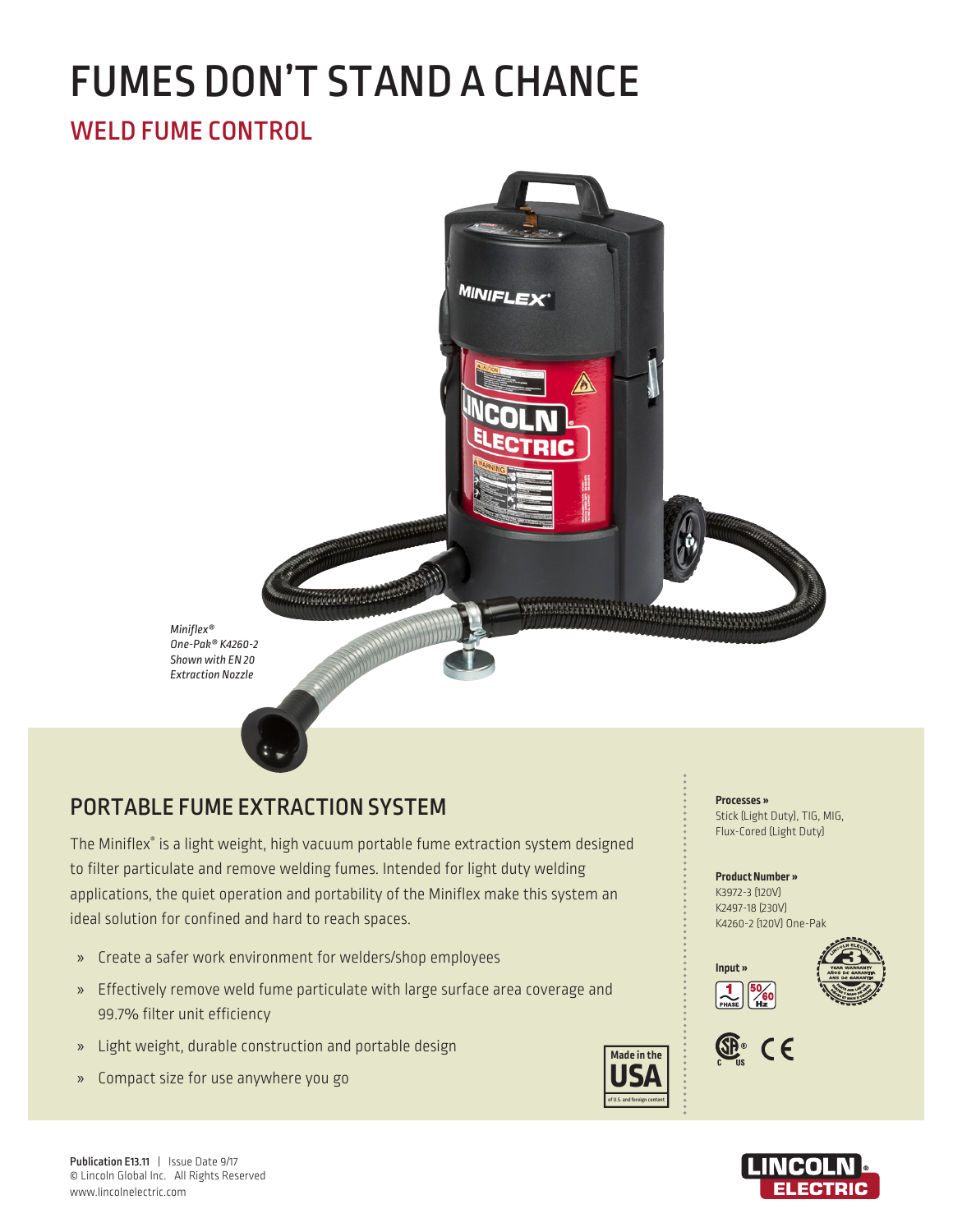# FUMES DON'T STAND A CHANCE

## WELD FUME CONTROL

*Miniflex®*
*One-Pak® K4260-2*
*Shown with EN 20*
*Extraction Nozzle*

## PORTABLE FUME EXTRACTION SYSTEM

The Miniflex® is a light weight, high vacuum portable fume extraction system designed to filter particulate and remove welding fumes. Intended for light duty welding applications, the quiet operation and portability of the Miniflex make this system an ideal solution for confined and hard to reach spaces.

- » Create a safer work environment for welders/shop employees
- » Effectively remove weld fume particulate with large surface area coverage and 99.7% filter unit efficiency
- » Light weight, durable construction and portable design
- » Compact size for use anywhere you go

Made in the USA of U.S. and foreign content

**Processes »**
Stick (Light Duty), TIG, MIG, Flux-Cored (Light Duty)

**Product Number »**
K3972-3 (120V)
K2497-18 (230V)
K4260-2 (120V) One-Pak

**Input »**
1 PHASE, 50/60 Hz

3 YEAR WARRANTY

**Publication E13.11** | Issue Date 9/17
© Lincoln Global Inc. All Rights Reserved
www.lincolnelectric.com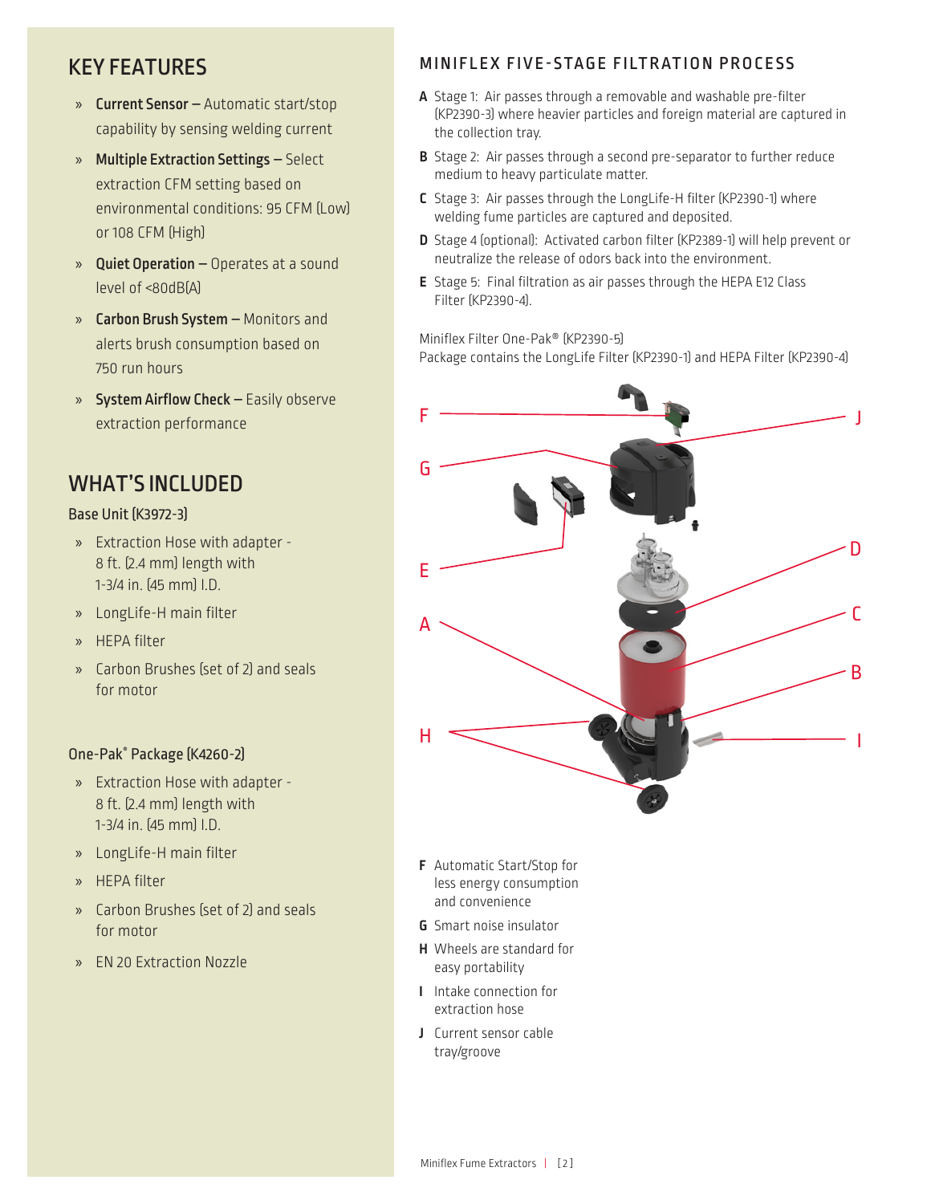## KEY FEATURES

- **Current Sensor –** Automatic start/stop capability by sensing welding current
- **Multiple Extraction Settings –** Select extraction CFM setting based on environmental conditions: 95 CFM (Low) or 108 CFM (High)
- **Quiet Operation –** Operates at a sound level of <80dB(A)
- **Carbon Brush System –** Monitors and alerts brush consumption based on 750 run hours
- **System Airflow Check –** Easily observe extraction performance

## WHAT'S INCLUDED

### Base Unit (K3972-3)

- Extraction Hose with adapter - 8 ft. (2.4 mm) length with 1-3/4 in. (45 mm) I.D.
- LongLife-H main filter
- HEPA filter
- Carbon Brushes (set of 2) and seals for motor

### One-Pak® Package (K4260-2)

- Extraction Hose with adapter - 8 ft. (2.4 mm) length with 1-3/4 in. (45 mm) I.D.
- LongLife-H main filter
- HEPA filter
- Carbon Brushes (set of 2) and seals for motor
- EN 20 Extraction Nozzle

## MINIFLEX FIVE-STAGE FILTRATION PROCESS

**A** Stage 1: Air passes through a removable and washable pre-filter (KP2390-3) where heavier particles and foreign material are captured in the collection tray.

**B** Stage 2: Air passes through a second pre-separator to further reduce medium to heavy particulate matter.

**C** Stage 3: Air passes through the LongLife-H filter (KP2390-1) where welding fume particles are captured and deposited.

**D** Stage 4 (optional): Activated carbon filter (KP2389-1) will help prevent or neutralize the release of odors back into the environment.

**E** Stage 5: Final filtration as air passes through the HEPA E12 Class Filter (KP2390-4).

Miniflex Filter One-Pak® (KP2390-5)
Package contains the LongLife Filter (KP2390-1) and HEPA Filter (KP2390-4)

**F** Automatic Start/Stop for less energy consumption and convenience

**G** Smart noise insulator

**H** Wheels are standard for easy portability

**I** Intake connection for extraction hose

**J** Current sensor cable tray/groove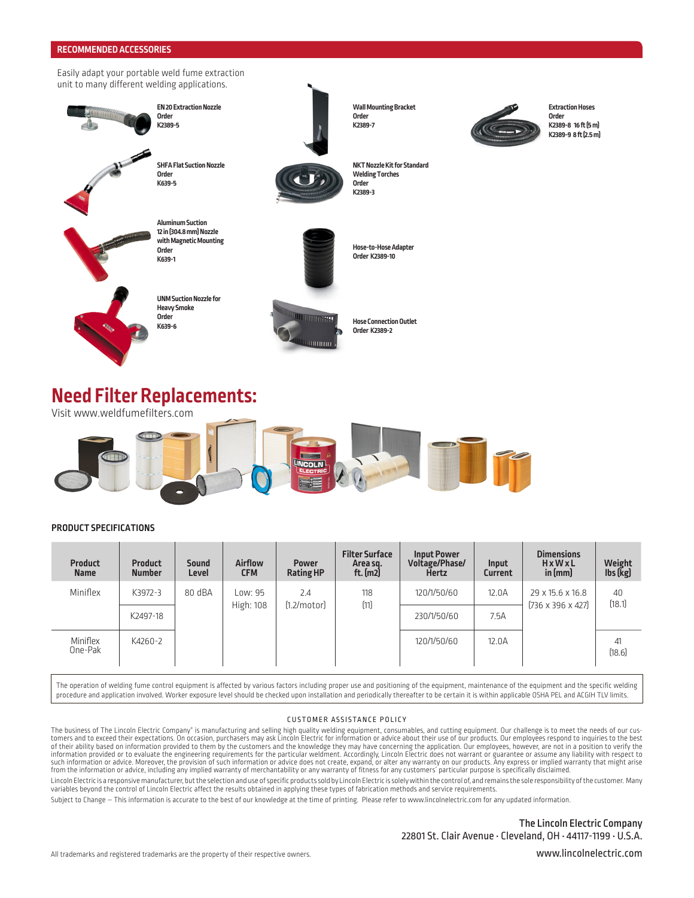## RECOMMENDED ACCESSORIES

Easily adapt your portable weld fume extraction unit to many different welding applications.

**EN 20 Extraction Nozzle**
**Order**
**K2389-5**

**SHFA Flat Suction Nozzle**
**Order**
**K639-5**

**Aluminum Suction 12 in (304.8 mm) Nozzle with Magnetic Mounting**
**Order**
**K639-1**

**UNM Suction Nozzle for Heavy Smoke**
**Order**
**K639-6**

**Wall Mounting Bracket**
**Order**
**K2389-7**

**NKT Nozzle Kit for Standard Welding Torches**
**Order**
**K2389-3**

**Hose-to-Hose Adapter**
**Order K2389-10**

**Hose Connection Outlet**
**Order K2389-2**

**Extraction Hoses**
**Order**
**K2389-8 16 ft (5 m)**
**K2389-9 8 ft (2.5 m)**

# Need Filter Replacements:

Visit www.weldfumefilters.com

## PRODUCT SPECIFICATIONS

| Product Name | Product Number | Sound Level | Airflow CFM | Power Rating HP | Filter Surface Area sq. ft. (m2) | Input Power Voltage/Phase/ Hertz | Input Current | Dimensions H x W x L in (mm) | Weight lbs (kg) |
|---|---|---|---|---|---|---|---|---|---|
| Miniflex | K3972-3 | 80 dBA | Low: 95 High: 108 | 2.4 (1.2/motor) | 118 (11) | 120/1/50/60 | 12.0A | 29 x 15.6 x 16.8 (736 x 396 x 427) | 40 (18.1) |
| | K2497-18 | | | | | 230/1/50/60 | 7.5A | | |
| Miniflex One-Pak | K4260-2 | | | | | 120/1/50/60 | 12.0A | | 41 (18.6) |

The operation of welding fume control equipment is affected by various factors including proper use and positioning of the equipment, maintenance of the equipment and the specific welding procedure and application involved. Worker exposure level should be checked upon installation and periodically thereafter to be certain it is within applicable OSHA PEL and ACGIH TLV limits.

### CUSTOMER ASSISTANCE POLICY

The business of The Lincoln Electric Company® is manufacturing and selling high quality welding equipment, consumables, and cutting equipment. Our challenge is to meet the needs of our customers and to exceed their expectations. On occasion, purchasers may ask Lincoln Electric for information or advice about their use of our products. Our employees respond to inquiries to the best of their ability based on information provided to them by the customers and the knowledge they may have concerning the application. Our employees, however, are not in a position to verify the information provided or to evaluate the engineering requirements for the particular weldment. Accordingly, Lincoln Electric does not warrant or guarantee or assume any liability with respect to such information or advice. Moreover, the provision of such information or advice does not create, expand, or alter any warranty on our products. Any express or implied warranty that might arise from the information or advice, including any implied warranty of merchantability or any warranty of fitness for any customers' particular purpose is specifically disclaimed.

Lincoln Electric is a responsive manufacturer, but the selection and use of specific products sold by Lincoln Electric is solely within the control of, and remains the sole responsibility of the customer. Many variables beyond the control of Lincoln Electric affect the results obtained in applying these types of fabrication methods and service requirements.

Subject to Change – This information is accurate to the best of our knowledge at the time of printing. Please refer to www.lincolnelectric.com for any updated information.

The Lincoln Electric Company
22801 St. Clair Avenue · Cleveland, OH · 44117-1199 · U.S.A.
www.lincolnelectric.com

All trademarks and registered trademarks are the property of their respective owners.